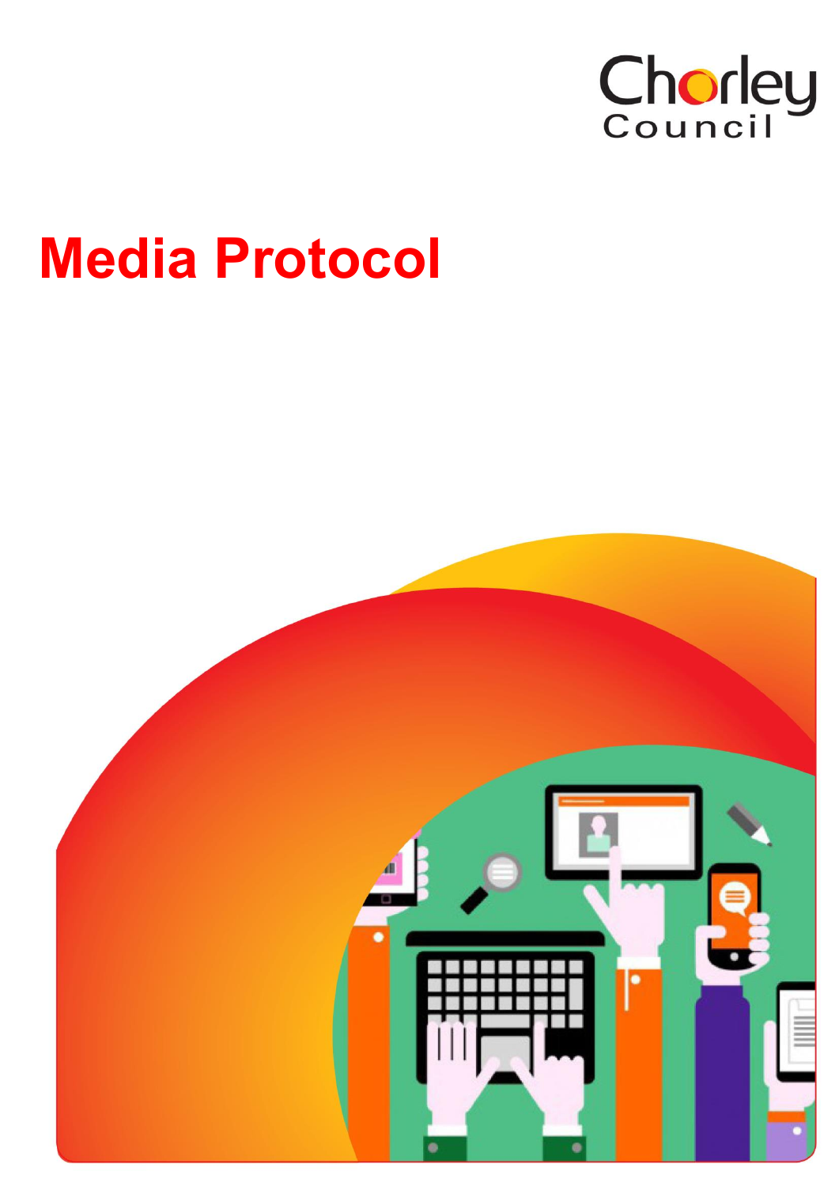Chorley Council

# Media Protocol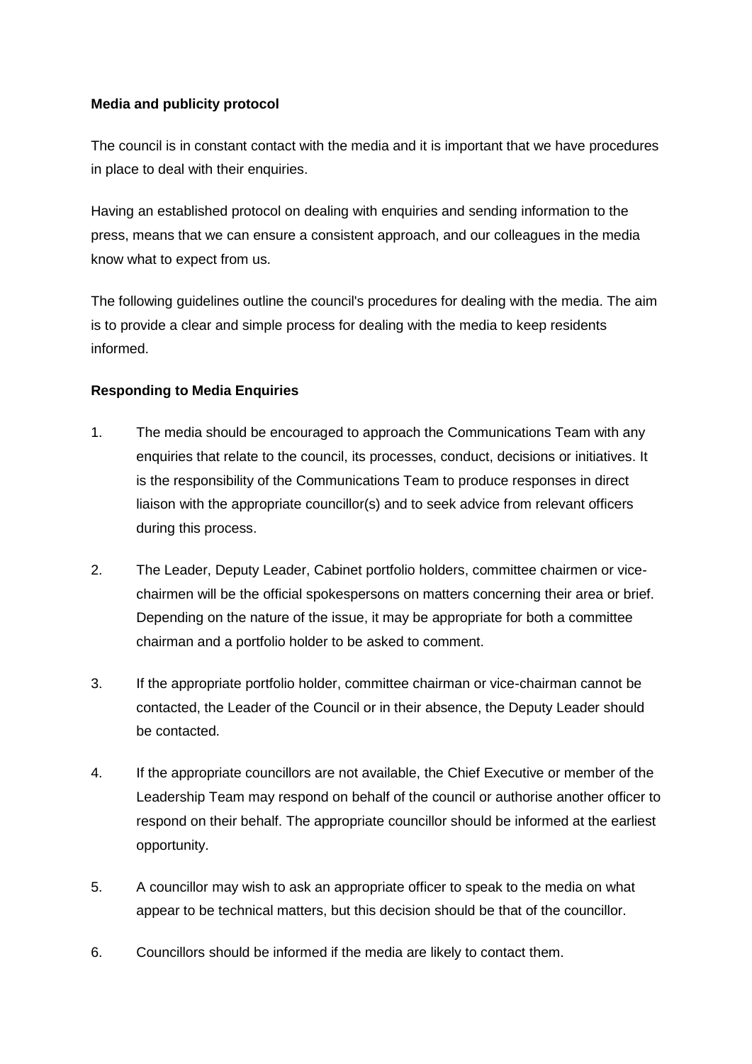**Media and publicity protocol**

The council is in constant contact with the media and it is important that we have procedures in place to deal with their enquiries.

Having an established protocol on dealing with enquiries and sending information to the press, means that we can ensure a consistent approach, and our colleagues in the media know what to expect from us.

The following guidelines outline the council's procedures for dealing with the media. The aim is to provide a clear and simple process for dealing with the media to keep residents informed.

**Responding to Media Enquiries**

1. The media should be encouraged to approach the Communications Team with any enquiries that relate to the council, its processes, conduct, decisions or initiatives. It is the responsibility of the Communications Team to produce responses in direct liaison with the appropriate councillor(s) and to seek advice from relevant officers during this process.

2. The Leader, Deputy Leader, Cabinet portfolio holders, committee chairmen or vice-chairmen will be the official spokespersons on matters concerning their area or brief. Depending on the nature of the issue, it may be appropriate for both a committee chairman and a portfolio holder to be asked to comment.

3. If the appropriate portfolio holder, committee chairman or vice-chairman cannot be contacted, the Leader of the Council or in their absence, the Deputy Leader should be contacted.

4. If the appropriate councillors are not available, the Chief Executive or member of the Leadership Team may respond on behalf of the council or authorise another officer to respond on their behalf. The appropriate councillor should be informed at the earliest opportunity.

5. A councillor may wish to ask an appropriate officer to speak to the media on what appear to be technical matters, but this decision should be that of the councillor.

6. Councillors should be informed if the media are likely to contact them.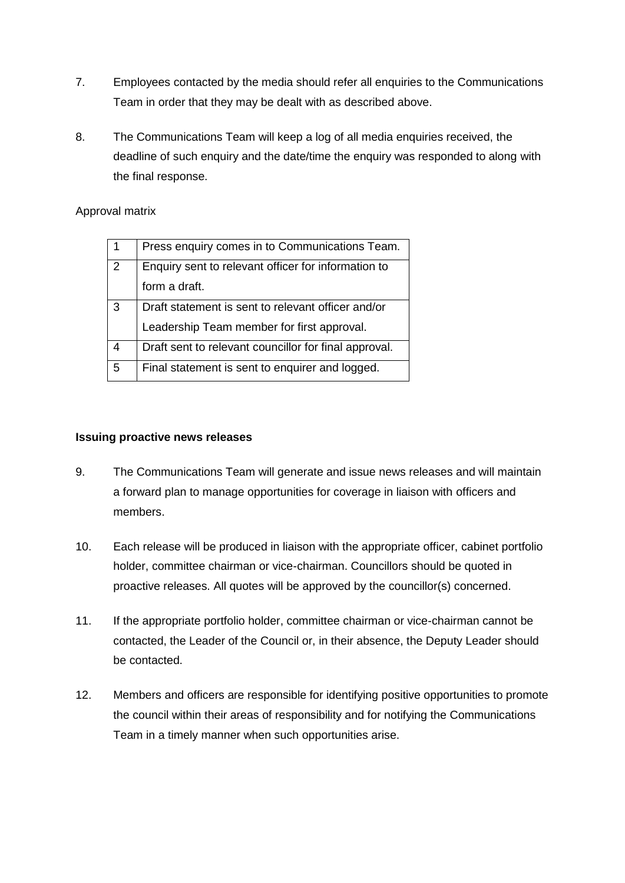7. Employees contacted by the media should refer all enquiries to the Communications Team in order that they may be dealt with as described above.

8. The Communications Team will keep a log of all media enquiries received, the deadline of such enquiry and the date/time the enquiry was responded to along with the final response.

Approval matrix

| | |
|---|---|
| 1 | Press enquiry comes in to Communications Team. |
| 2 | Enquiry sent to relevant officer for information to form a draft. |
| 3 | Draft statement is sent to relevant officer and/or Leadership Team member for first approval. |
| 4 | Draft sent to relevant councillor for final approval. |
| 5 | Final statement is sent to enquirer and logged. |

**Issuing proactive news releases**

9. The Communications Team will generate and issue news releases and will maintain a forward plan to manage opportunities for coverage in liaison with officers and members.

10. Each release will be produced in liaison with the appropriate officer, cabinet portfolio holder, committee chairman or vice-chairman. Councillors should be quoted in proactive releases. All quotes will be approved by the councillor(s) concerned.

11. If the appropriate portfolio holder, committee chairman or vice-chairman cannot be contacted, the Leader of the Council or, in their absence, the Deputy Leader should be contacted.

12. Members and officers are responsible for identifying positive opportunities to promote the council within their areas of responsibility and for notifying the Communications Team in a timely manner when such opportunities arise.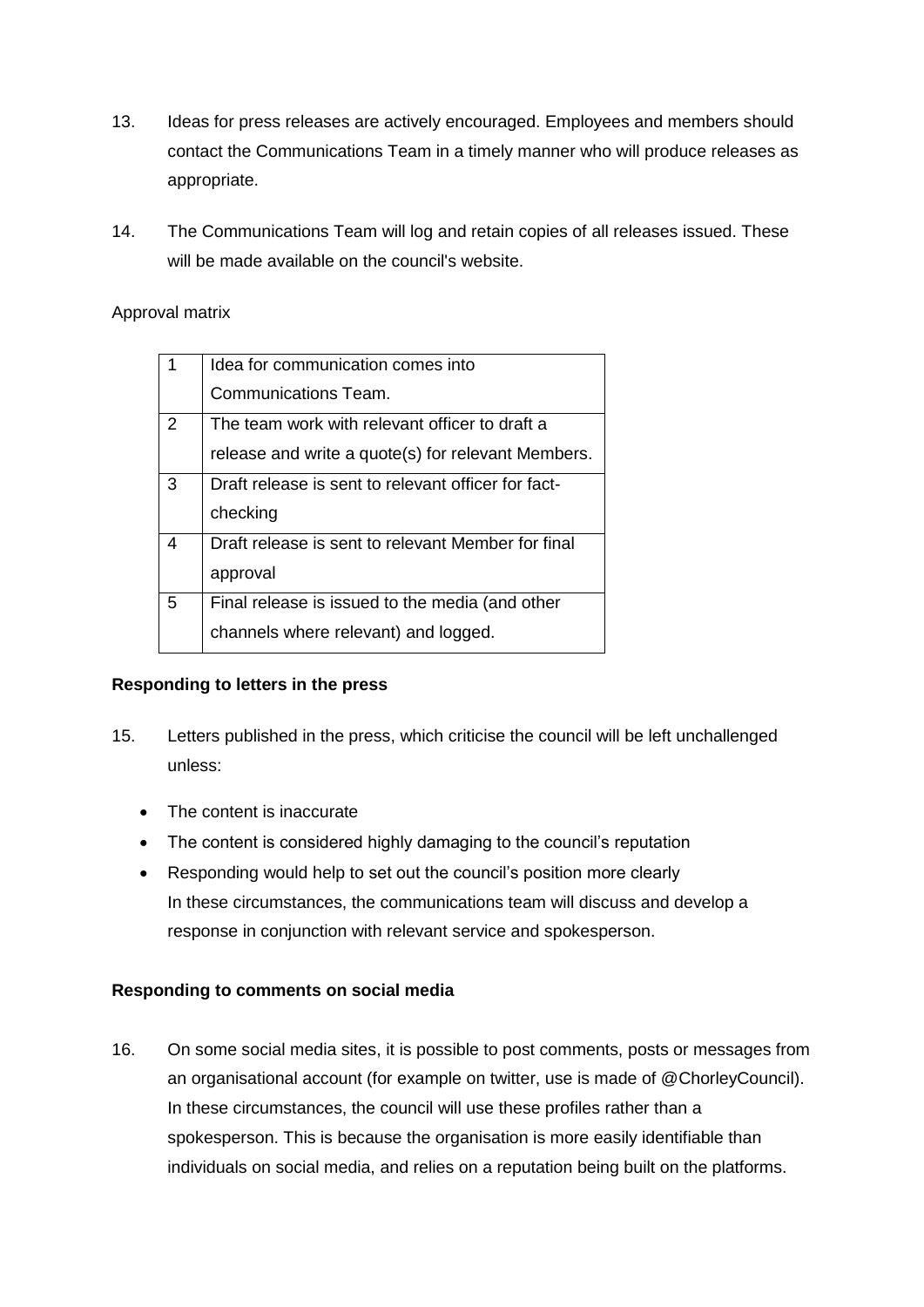13. Ideas for press releases are actively encouraged. Employees and members should contact the Communications Team in a timely manner who will produce releases as appropriate.

14. The Communications Team will log and retain copies of all releases issued. These will be made available on the council's website.

Approval matrix

| | |
|---|---|
| 1 | Idea for communication comes into Communications Team. |
| 2 | The team work with relevant officer to draft a release and write a quote(s) for relevant Members. |
| 3 | Draft release is sent to relevant officer for fact-checking |
| 4 | Draft release is sent to relevant Member for final approval |
| 5 | Final release is issued to the media (and other channels where relevant) and logged. |

**Responding to letters in the press**

15. Letters published in the press, which criticise the council will be left unchallenged unless:

- The content is inaccurate
- The content is considered highly damaging to the council's reputation
- Responding would help to set out the council's position more clearly

In these circumstances, the communications team will discuss and develop a response in conjunction with relevant service and spokesperson.

**Responding to comments on social media**

16. On some social media sites, it is possible to post comments, posts or messages from an organisational account (for example on twitter, use is made of @ChorleyCouncil). In these circumstances, the council will use these profiles rather than a spokesperson. This is because the organisation is more easily identifiable than individuals on social media, and relies on a reputation being built on the platforms.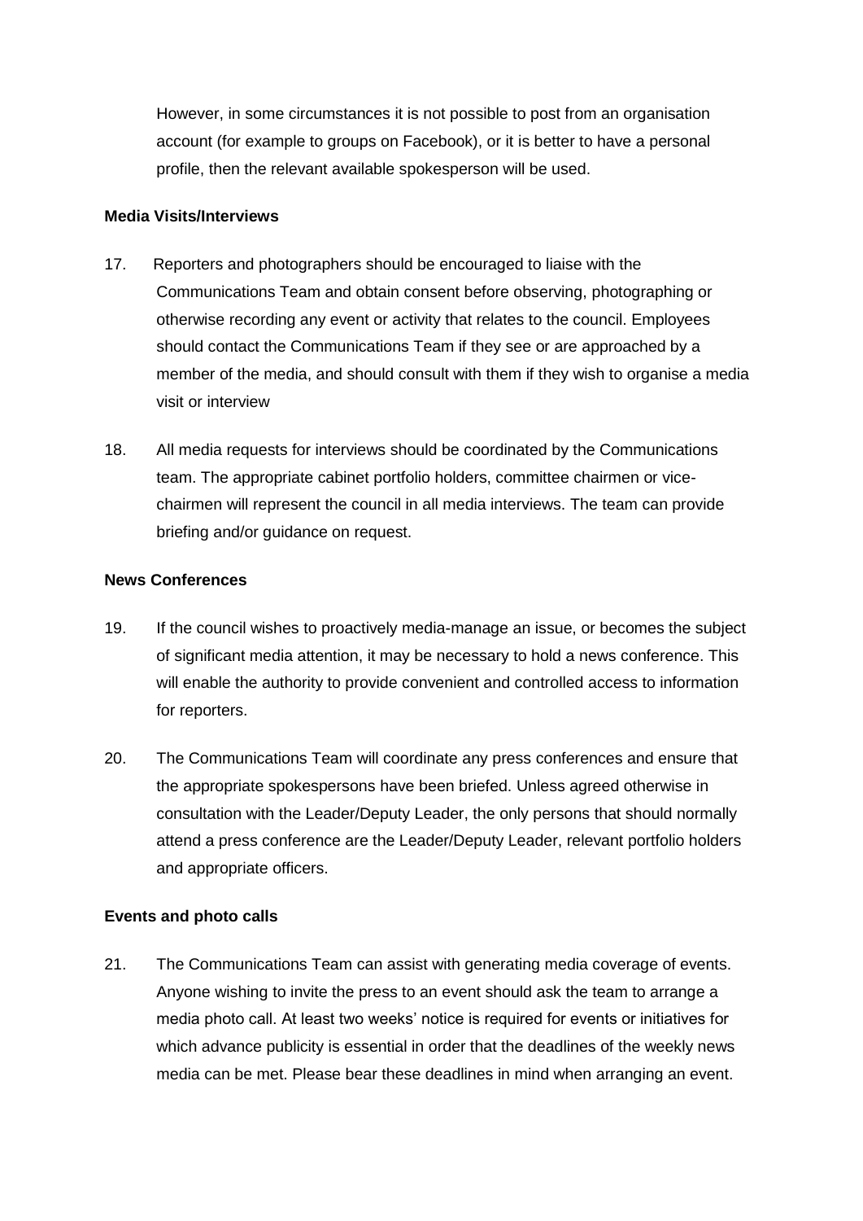However, in some circumstances it is not possible to post from an organisation account (for example to groups on Facebook), or it is better to have a personal profile, then the relevant available spokesperson will be used.

**Media Visits/Interviews**

17. Reporters and photographers should be encouraged to liaise with the Communications Team and obtain consent before observing, photographing or otherwise recording any event or activity that relates to the council. Employees should contact the Communications Team if they see or are approached by a member of the media, and should consult with them if they wish to organise a media visit or interview

18. All media requests for interviews should be coordinated by the Communications team. The appropriate cabinet portfolio holders, committee chairmen or vice-chairmen will represent the council in all media interviews. The team can provide briefing and/or guidance on request.

**News Conferences**

19. If the council wishes to proactively media-manage an issue, or becomes the subject of significant media attention, it may be necessary to hold a news conference. This will enable the authority to provide convenient and controlled access to information for reporters.

20. The Communications Team will coordinate any press conferences and ensure that the appropriate spokespersons have been briefed. Unless agreed otherwise in consultation with the Leader/Deputy Leader, the only persons that should normally attend a press conference are the Leader/Deputy Leader, relevant portfolio holders and appropriate officers.

**Events and photo calls**

21. The Communications Team can assist with generating media coverage of events. Anyone wishing to invite the press to an event should ask the team to arrange a media photo call. At least two weeks' notice is required for events or initiatives for which advance publicity is essential in order that the deadlines of the weekly news media can be met. Please bear these deadlines in mind when arranging an event.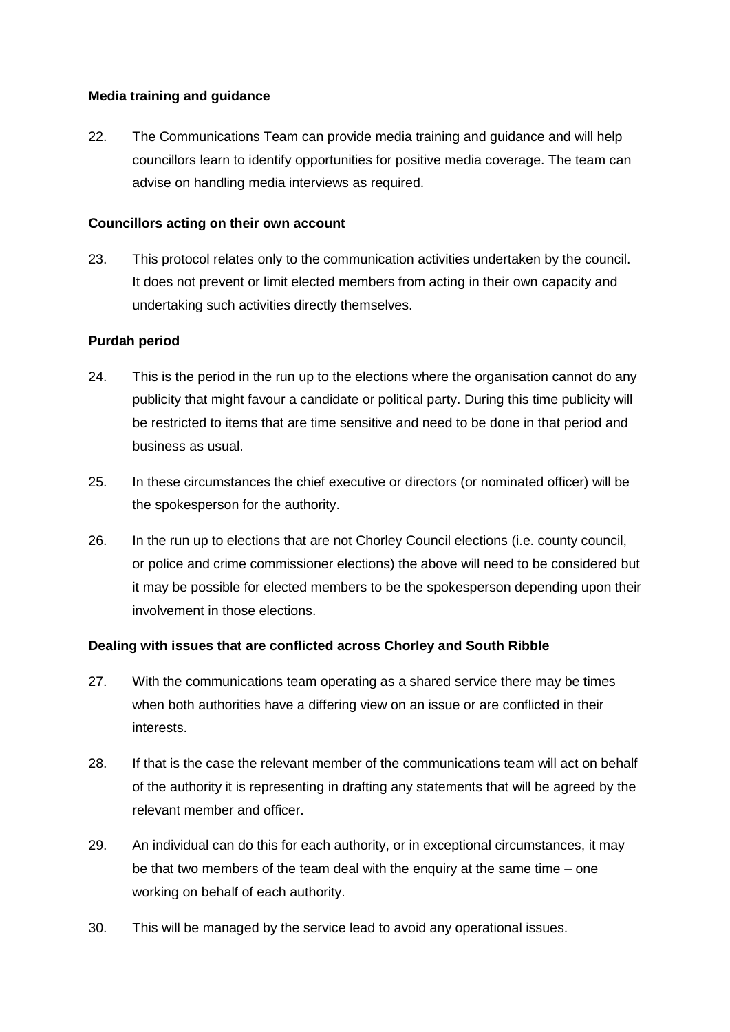**Media training and guidance**

22. The Communications Team can provide media training and guidance and will help councillors learn to identify opportunities for positive media coverage. The team can advise on handling media interviews as required.

**Councillors acting on their own account**

23. This protocol relates only to the communication activities undertaken by the council. It does not prevent or limit elected members from acting in their own capacity and undertaking such activities directly themselves.

**Purdah period**

24. This is the period in the run up to the elections where the organisation cannot do any publicity that might favour a candidate or political party. During this time publicity will be restricted to items that are time sensitive and need to be done in that period and business as usual.

25. In these circumstances the chief executive or directors (or nominated officer) will be the spokesperson for the authority.

26. In the run up to elections that are not Chorley Council elections (i.e. county council, or police and crime commissioner elections) the above will need to be considered but it may be possible for elected members to be the spokesperson depending upon their involvement in those elections.

**Dealing with issues that are conflicted across Chorley and South Ribble**

27. With the communications team operating as a shared service there may be times when both authorities have a differing view on an issue or are conflicted in their interests.

28. If that is the case the relevant member of the communications team will act on behalf of the authority it is representing in drafting any statements that will be agreed by the relevant member and officer.

29. An individual can do this for each authority, or in exceptional circumstances, it may be that two members of the team deal with the enquiry at the same time – one working on behalf of each authority.

30. This will be managed by the service lead to avoid any operational issues.